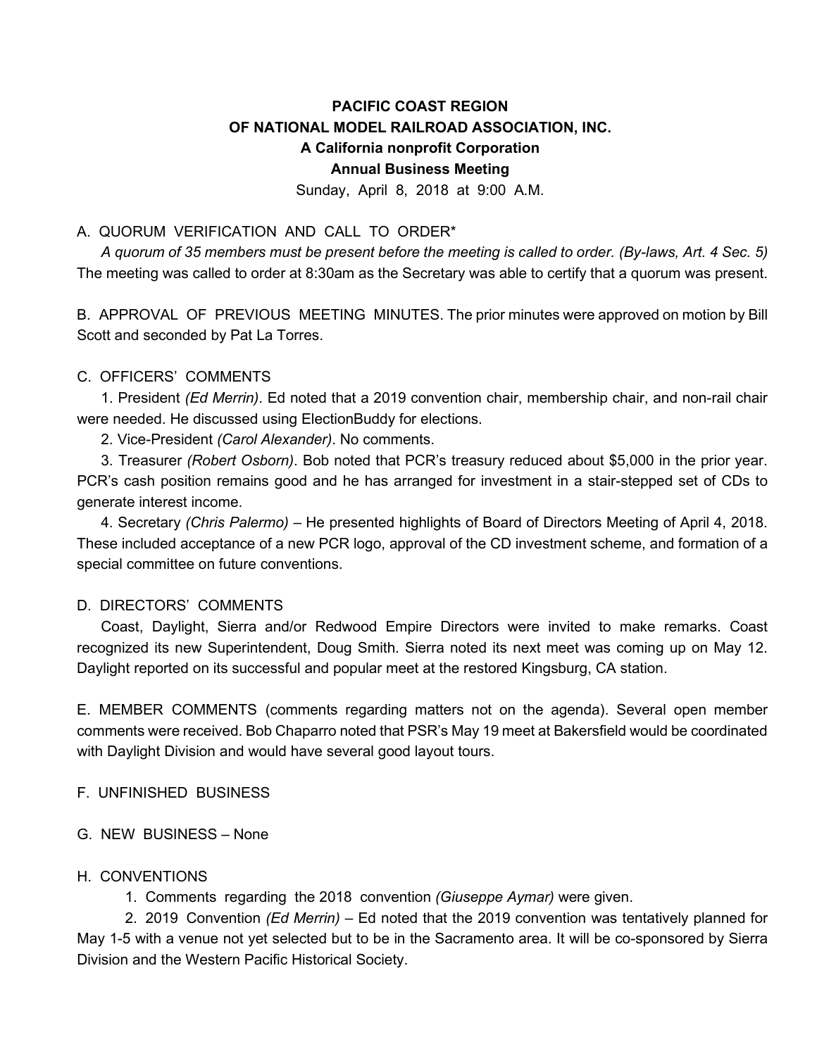**PACIFIC COAST REGION**
**OF NATIONAL MODEL RAILROAD ASSOCIATION, INC.**
**A California nonprofit Corporation**
**Annual Business Meeting**
Sunday, April 8, 2018 at 9:00 A.M.

A. QUORUM VERIFICATION AND CALL TO ORDER*

*A quorum of 35 members must be present before the meeting is called to order. (By-laws, Art. 4 Sec. 5)* The meeting was called to order at 8:30am as the Secretary was able to certify that a quorum was present.

B. APPROVAL OF PREVIOUS MEETING MINUTES. The prior minutes were approved on motion by Bill Scott and seconded by Pat La Torres.

C. OFFICERS' COMMENTS

1. President *(Ed Merrin)*. Ed noted that a 2019 convention chair, membership chair, and non-rail chair were needed. He discussed using ElectionBuddy for elections.

2. Vice-President *(Carol Alexander)*. No comments.

3. Treasurer *(Robert Osborn)*. Bob noted that PCR's treasury reduced about $5,000 in the prior year. PCR's cash position remains good and he has arranged for investment in a stair-stepped set of CDs to generate interest income.

4. Secretary *(Chris Palermo)* – He presented highlights of Board of Directors Meeting of April 4, 2018. These included acceptance of a new PCR logo, approval of the CD investment scheme, and formation of a special committee on future conventions.

D. DIRECTORS' COMMENTS

Coast, Daylight, Sierra and/or Redwood Empire Directors were invited to make remarks. Coast recognized its new Superintendent, Doug Smith. Sierra noted its next meet was coming up on May 12. Daylight reported on its successful and popular meet at the restored Kingsburg, CA station.

E. MEMBER COMMENTS (comments regarding matters not on the agenda). Several open member comments were received. Bob Chaparro noted that PSR's May 19 meet at Bakersfield would be coordinated with Daylight Division and would have several good layout tours.

F. UNFINISHED BUSINESS

G. NEW BUSINESS – None

H. CONVENTIONS

1. Comments regarding the 2018 convention *(Giuseppe Aymar)* were given.

2. 2019 Convention *(Ed Merrin)* – Ed noted that the 2019 convention was tentatively planned for May 1-5 with a venue not yet selected but to be in the Sacramento area. It will be co-sponsored by Sierra Division and the Western Pacific Historical Society.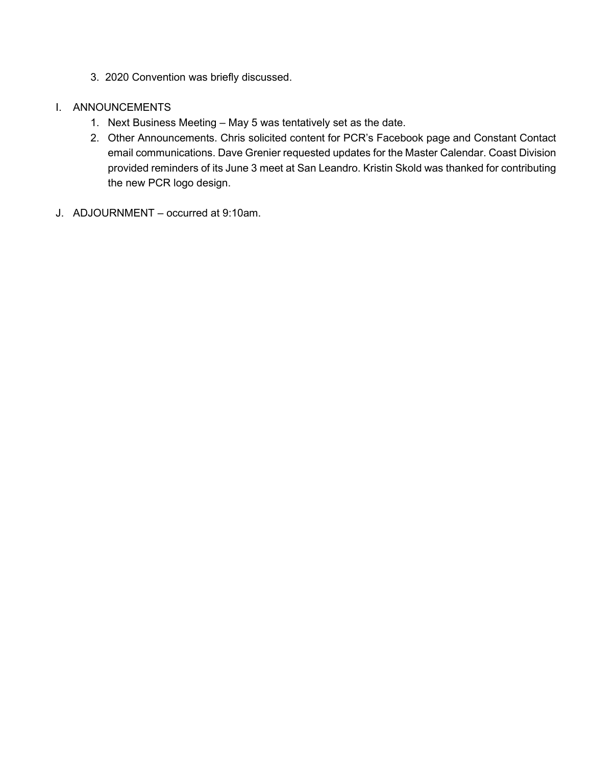3. 2020 Convention was briefly discussed.

I. ANNOUNCEMENTS
   1. Next Business Meeting – May 5 was tentatively set as the date.
   2. Other Announcements. Chris solicited content for PCR's Facebook page and Constant Contact email communications. Dave Grenier requested updates for the Master Calendar. Coast Division provided reminders of its June 3 meet at San Leandro. Kristin Skold was thanked for contributing the new PCR logo design.

J. ADJOURNMENT – occurred at 9:10am.